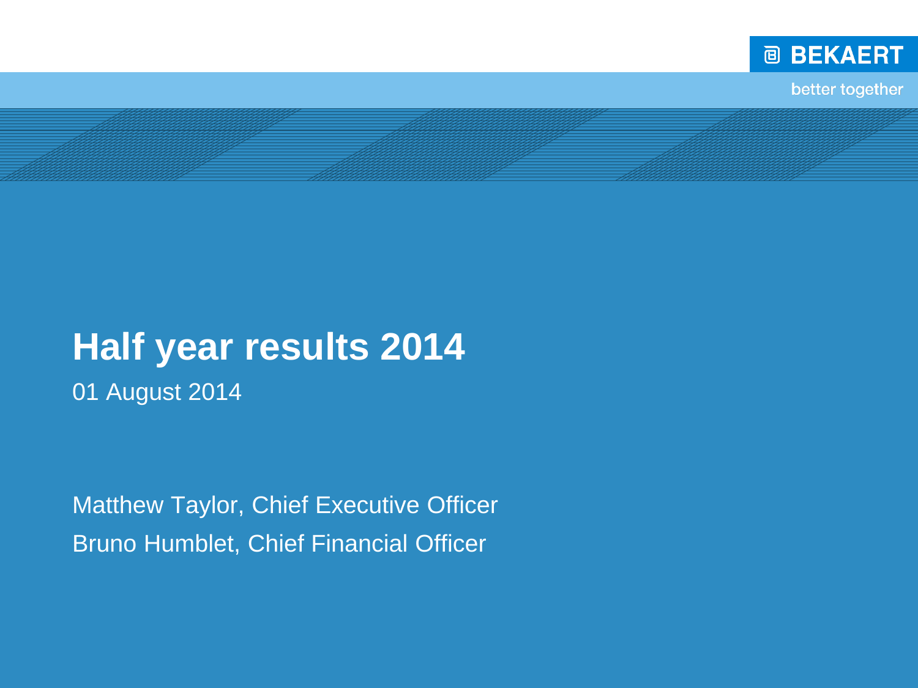BEKAERT

better together

# Half year results 2014

01 August 2014

Matthew Taylor, Chief Executive Officer

Bruno Humblet, Chief Financial Officer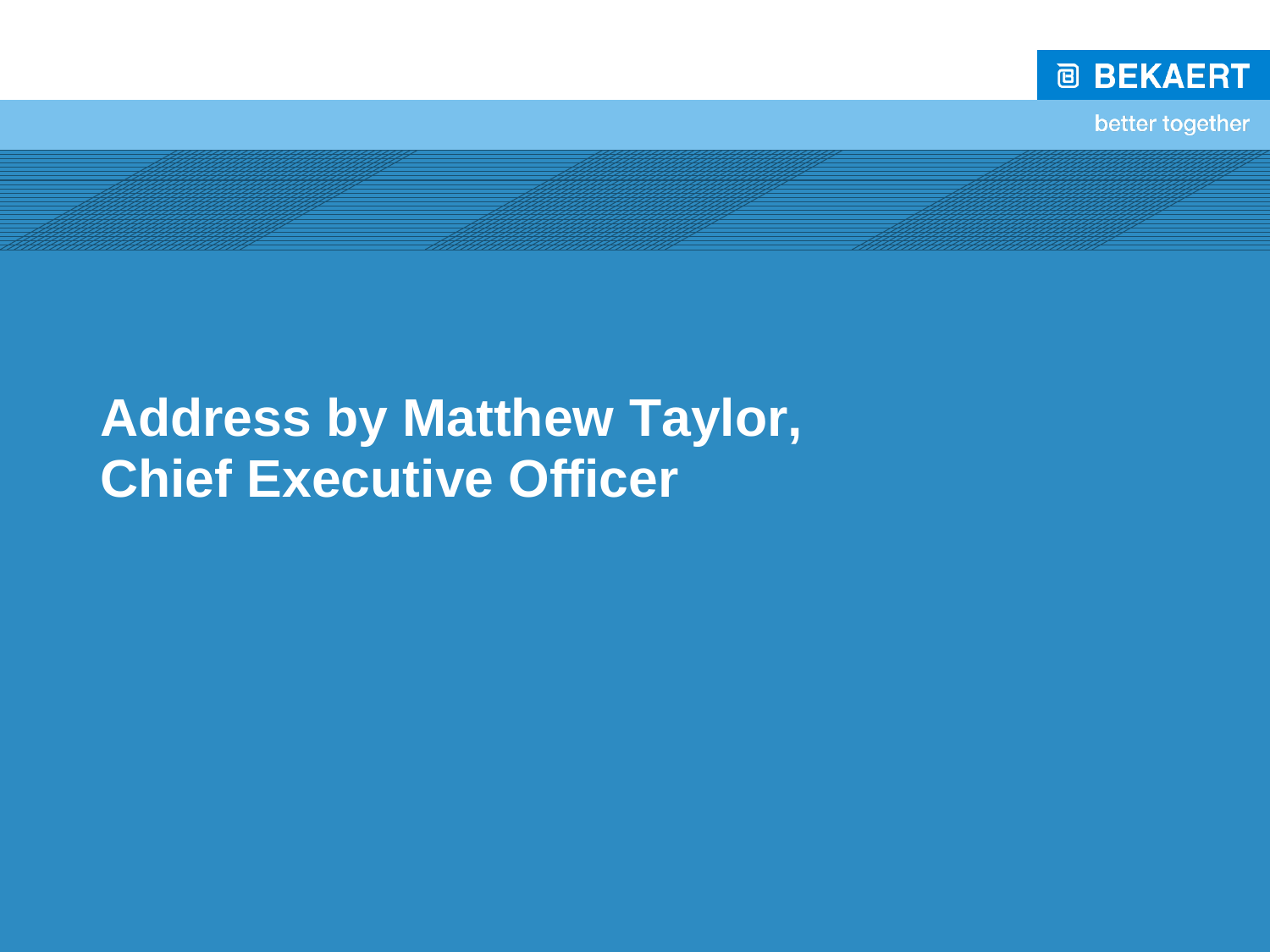# Address by Matthew Taylor, Chief Executive Officer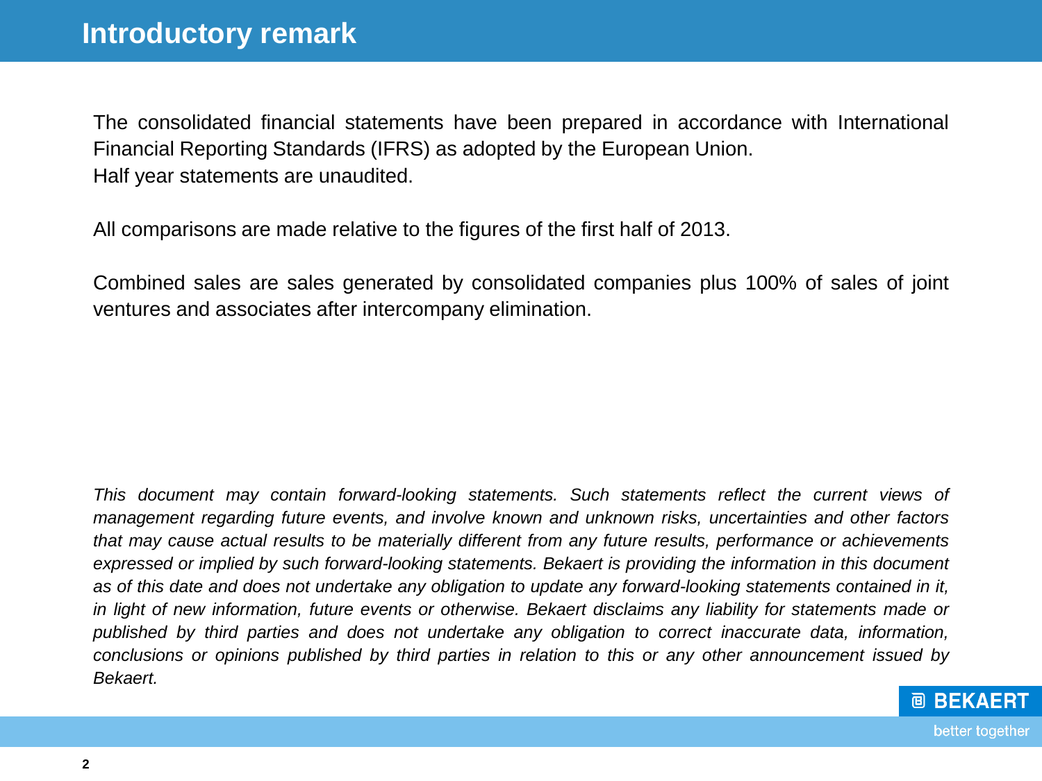# Introductory remark

The consolidated financial statements have been prepared in accordance with International Financial Reporting Standards (IFRS) as adopted by the European Union.
Half year statements are unaudited.

All comparisons are made relative to the figures of the first half of 2013.

Combined sales are sales generated by consolidated companies plus 100% of sales of joint ventures and associates after intercompany elimination.

*This document may contain forward-looking statements. Such statements reflect the current views of management regarding future events, and involve known and unknown risks, uncertainties and other factors that may cause actual results to be materially different from any future results, performance or achievements expressed or implied by such forward-looking statements. Bekaert is providing the information in this document as of this date and does not undertake any obligation to update any forward-looking statements contained in it, in light of new information, future events or otherwise. Bekaert disclaims any liability for statements made or published by third parties and does not undertake any obligation to correct inaccurate data, information, conclusions or opinions published by third parties in relation to this or any other announcement issued by Bekaert.*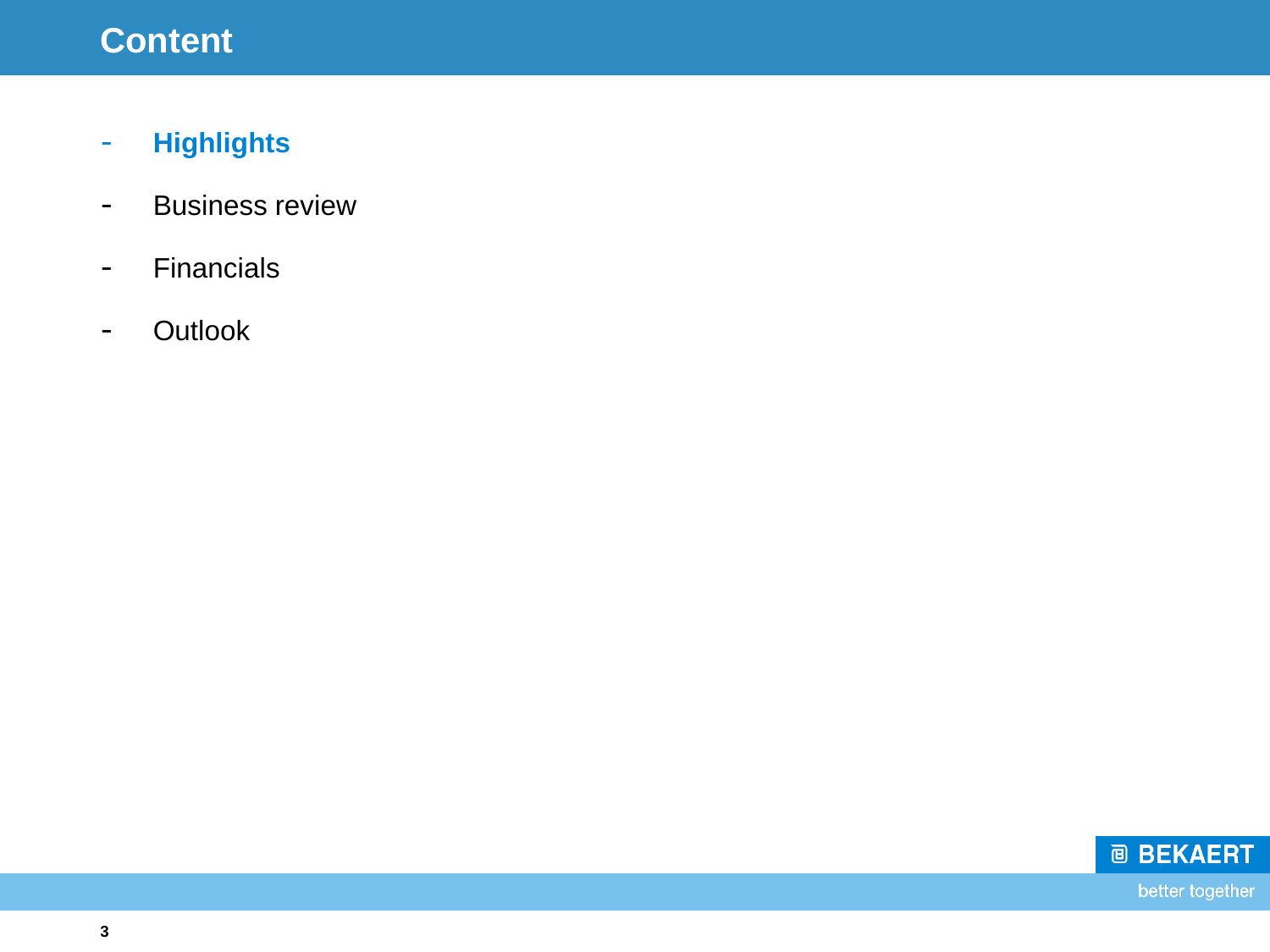# Content

- **Highlights**
- Business review
- Financials
- Outlook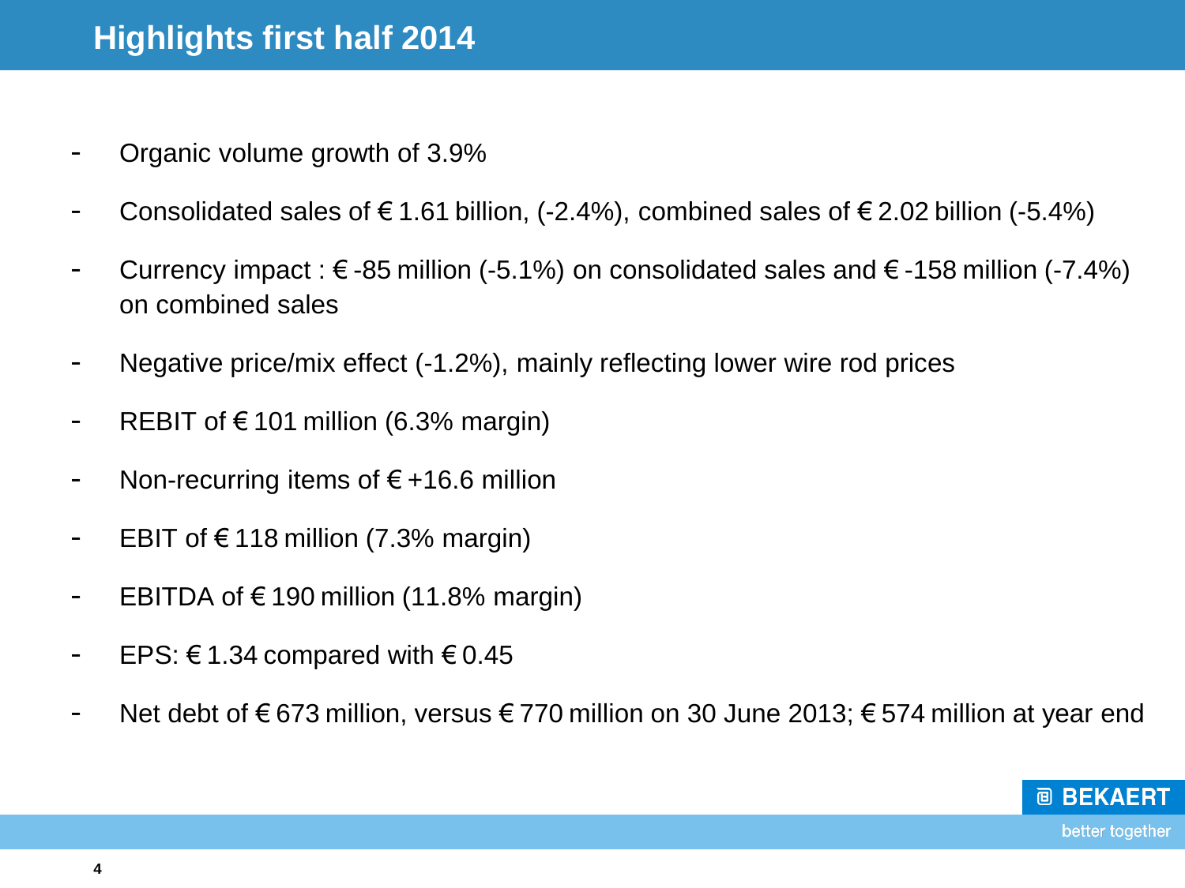# Highlights first half 2014

- Organic volume growth of 3.9%
- Consolidated sales of € 1.61 billion, (-2.4%), combined sales of € 2.02 billion (-5.4%)
- Currency impact : € -85 million (-5.1%) on consolidated sales and € -158 million (-7.4%) on combined sales
- Negative price/mix effect (-1.2%), mainly reflecting lower wire rod prices
- REBIT of € 101 million (6.3% margin)
- Non-recurring items of € +16.6 million
- EBIT of € 118 million (7.3% margin)
- EBITDA of € 190 million (11.8% margin)
- EPS: € 1.34 compared with € 0.45
- Net debt of € 673 million, versus € 770 million on 30 June 2013; € 574 million at year end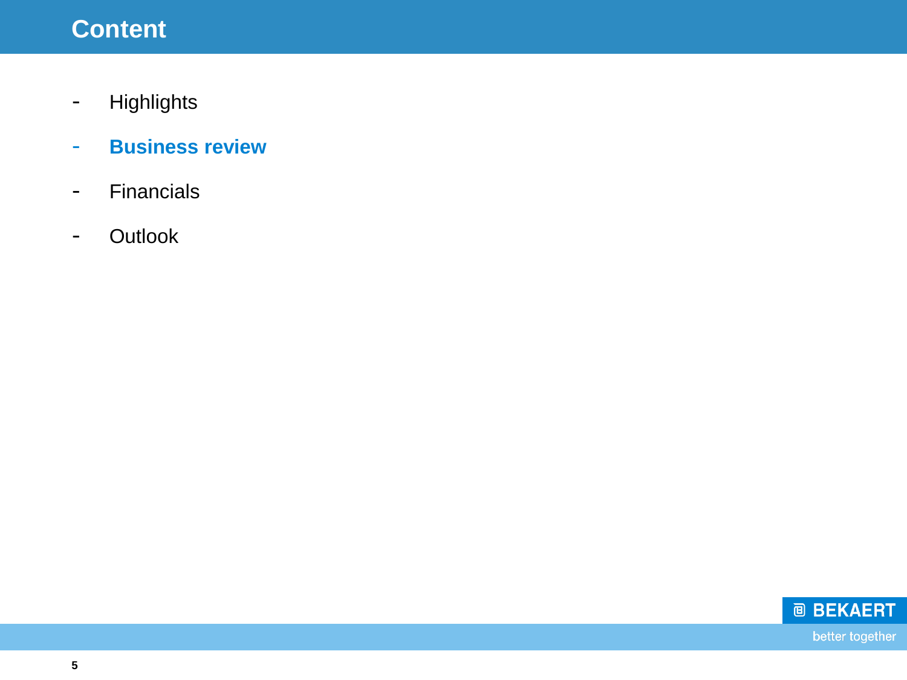# Content

- Highlights
- **Business review**
- Financials
- Outlook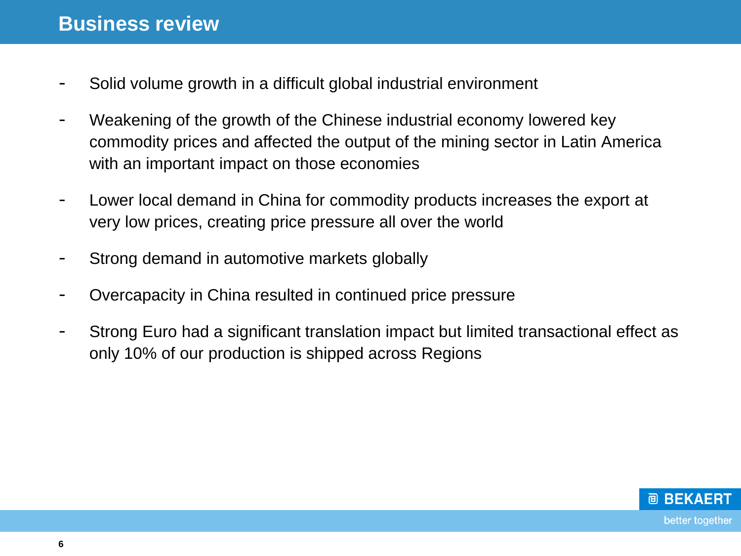# Business review

- Solid volume growth in a difficult global industrial environment
- Weakening of the growth of the Chinese industrial economy lowered key commodity prices and affected the output of the mining sector in Latin America with an important impact on those economies
- Lower local demand in China for commodity products increases the export at very low prices, creating price pressure all over the world
- Strong demand in automotive markets globally
- Overcapacity in China resulted in continued price pressure
- Strong Euro had a significant translation impact but limited transactional effect as only 10% of our production is shipped across Regions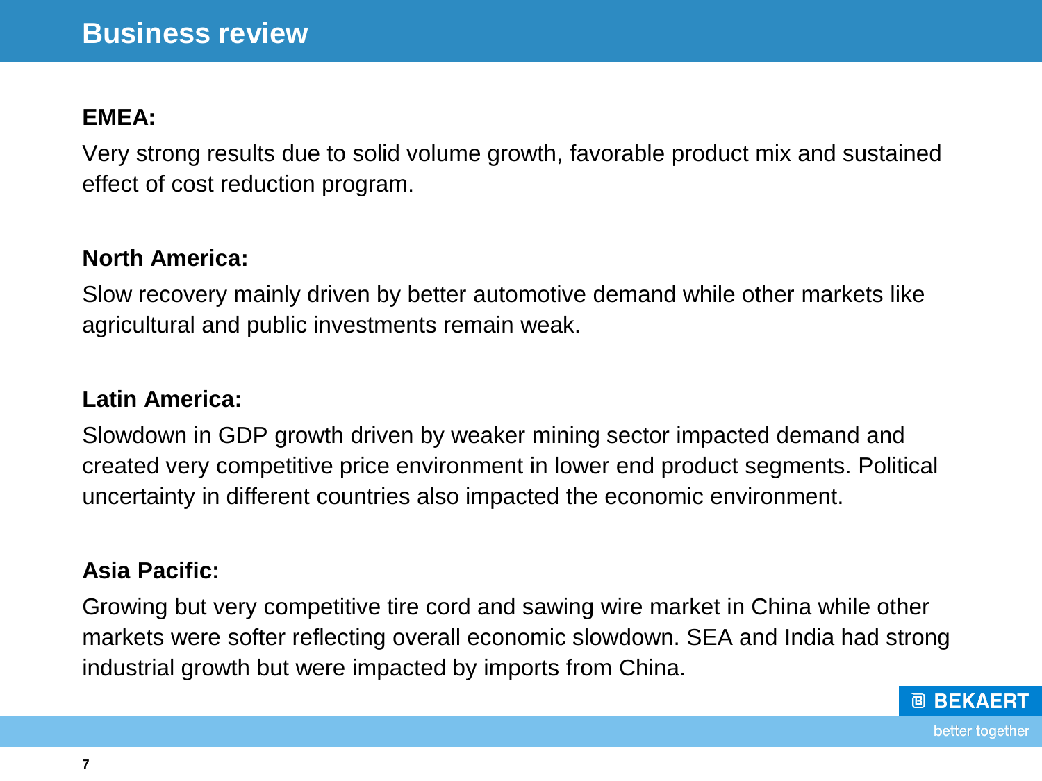# Business review

**EMEA:**

Very strong results due to solid volume growth, favorable product mix and sustained effect of cost reduction program.

**North America:**

Slow recovery mainly driven by better automotive demand while other markets like agricultural and public investments remain weak.

**Latin America:**

Slowdown in GDP growth driven by weaker mining sector impacted demand and created very competitive price environment in lower end product segments. Political uncertainty in different countries also impacted the economic environment.

**Asia Pacific:**

Growing but very competitive tire cord and sawing wire market in China while other markets were softer reflecting overall economic slowdown. SEA and India had strong industrial growth but were impacted by imports from China.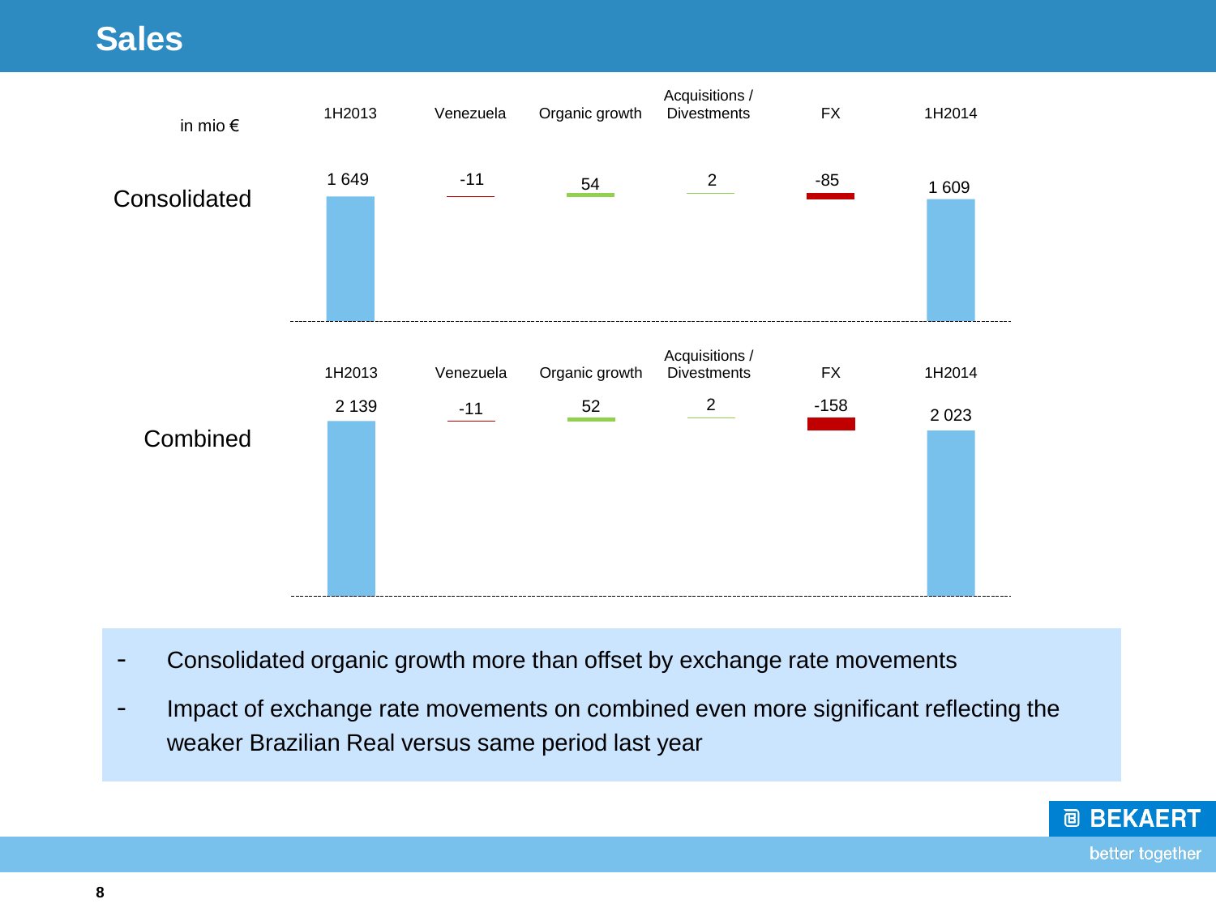# Sales

in mio €

| | 1H2013 | Venezuela | Organic growth | Acquisitions / Divestments | FX | 1H2014 |
|---|---|---|---|---|---|---|
| Consolidated | 1 649 | -11 | 54 | 2 | -85 | 1 609 |
| Combined | 2 139 | -11 | 52 | 2 | -158 | 2 023 |

- Consolidated organic growth more than offset by exchange rate movements
- Impact of exchange rate movements on combined even more significant reflecting the weaker Brazilian Real versus same period last year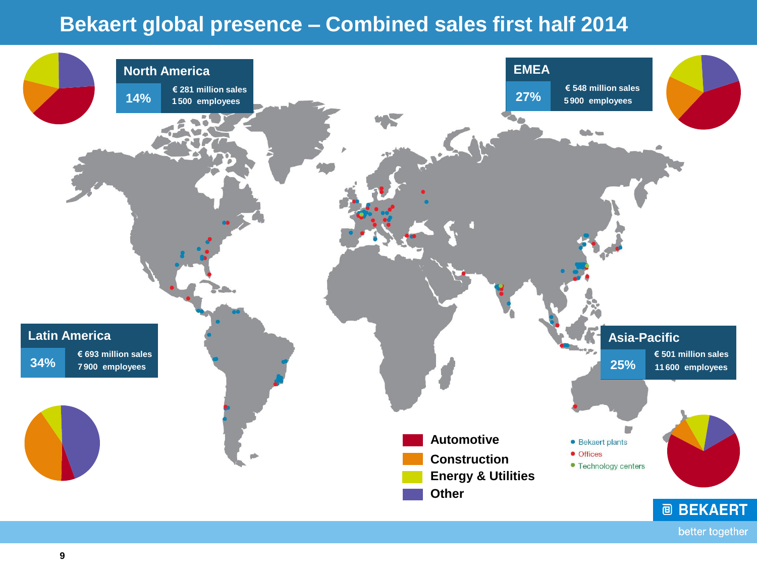# Bekaert global presence – Combined sales first half 2014

## North America

14%

€ 281 million sales
1 500 employees

## EMEA

27%

€ 548 million sales
5 900 employees

## Latin America

34%

€ 693 million sales
7 900 employees

## Asia-Pacific

25%

€ 501 million sales
11 600 employees

- Automotive
- Construction
- Energy & Utilities
- Other

- Bekaert plants
- Offices
- Technology centers

BEKAERT

better together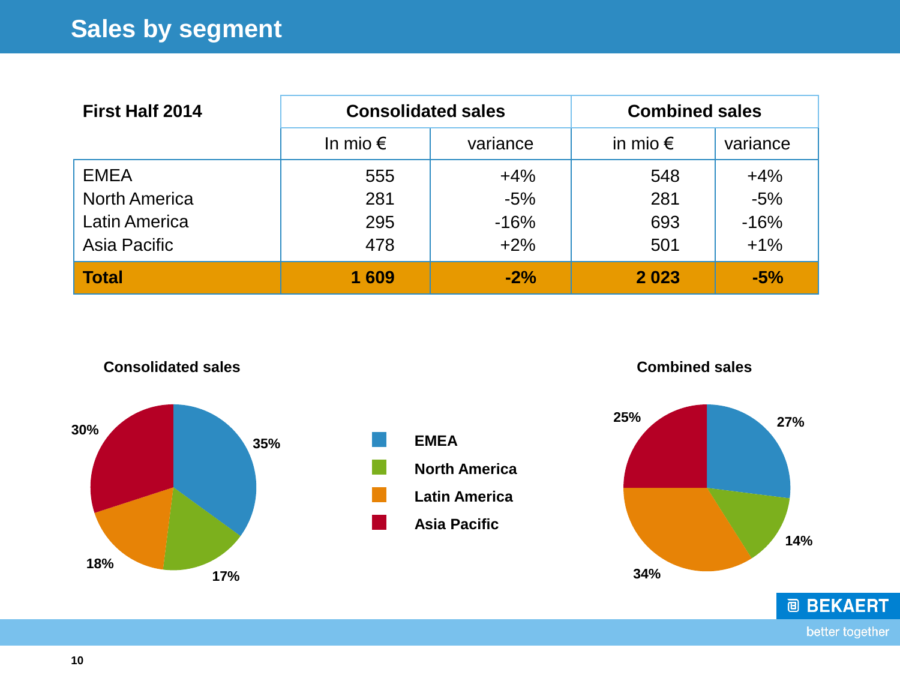# Sales by segment

| First Half 2014 | Consolidated sales | | Combined sales | |
|---|---|---|---|---|
| | In mio € | variance | in mio € | variance |
| EMEA | 555 | +4% | 548 | +4% |
| North America | 281 | -5% | 281 | -5% |
| Latin America | 295 | -16% | 693 | -16% |
| Asia Pacific | 478 | +2% | 501 | +1% |
| **Total** | **1 609** | **-2%** | **2 023** | **-5%** |

**Consolidated sales**

- EMEA: 35%
- North America: 17%
- Latin America: 18%
- Asia Pacific: 30%

**Combined sales**

- EMEA: 27%
- North America: 14%
- Latin America: 34%
- Asia Pacific: 25%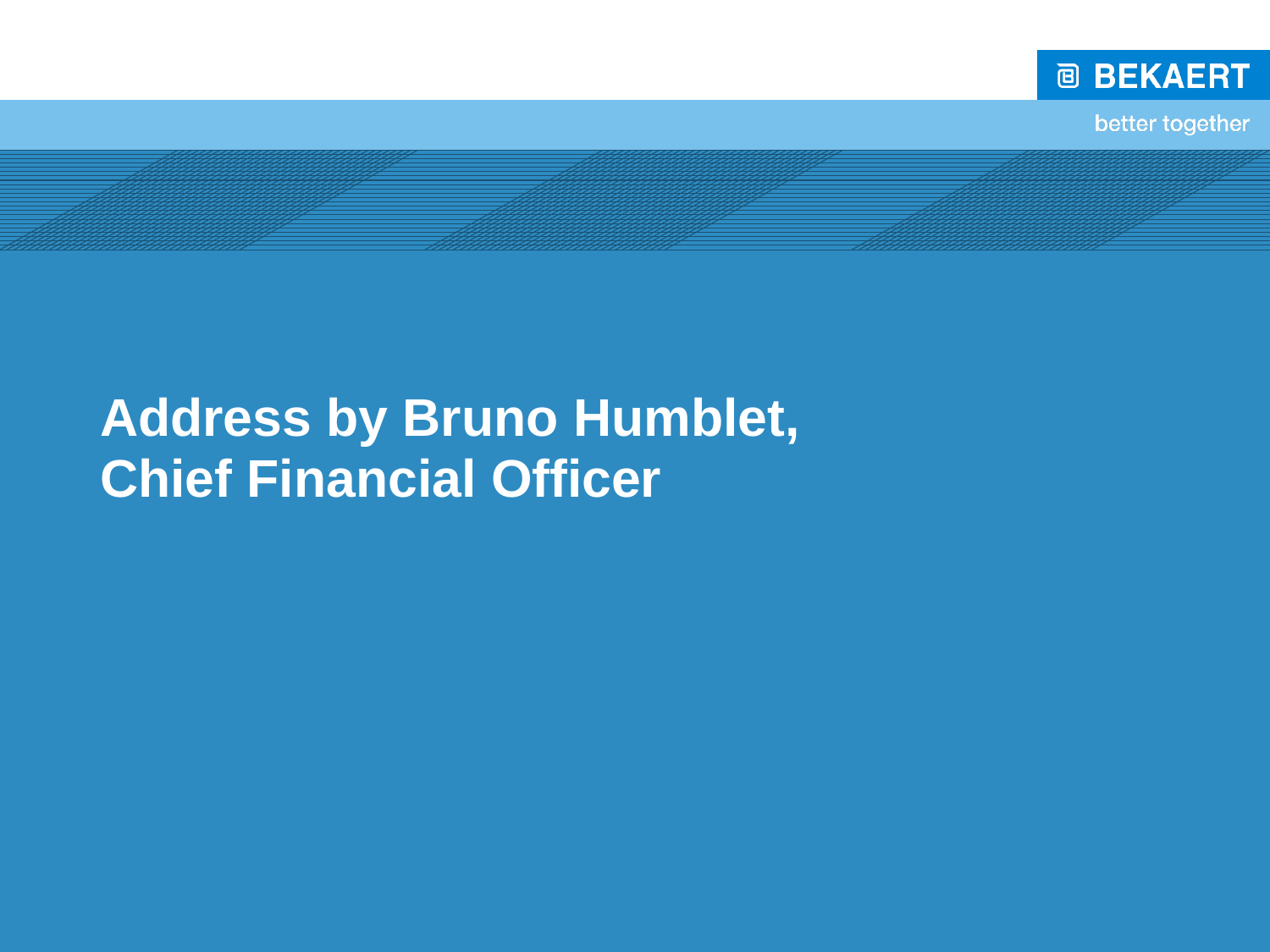# Address by Bruno Humblet, Chief Financial Officer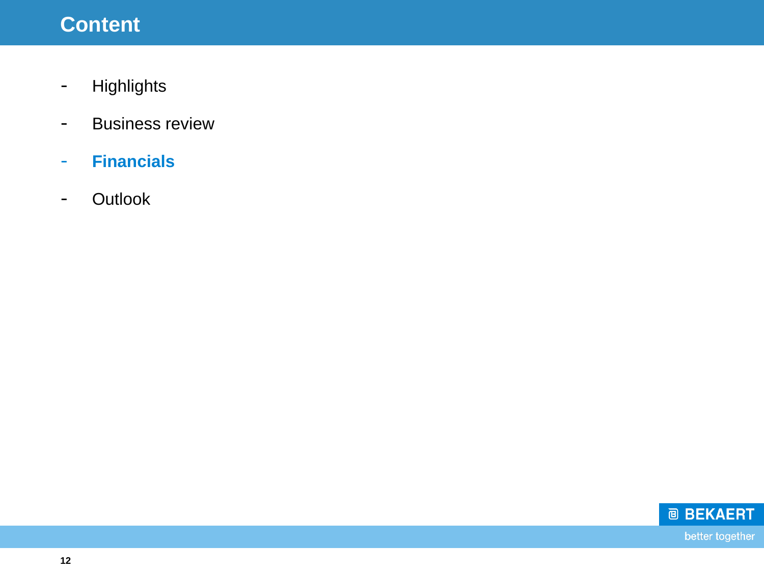# Content

- Highlights
- Business review
- **Financials**
- Outlook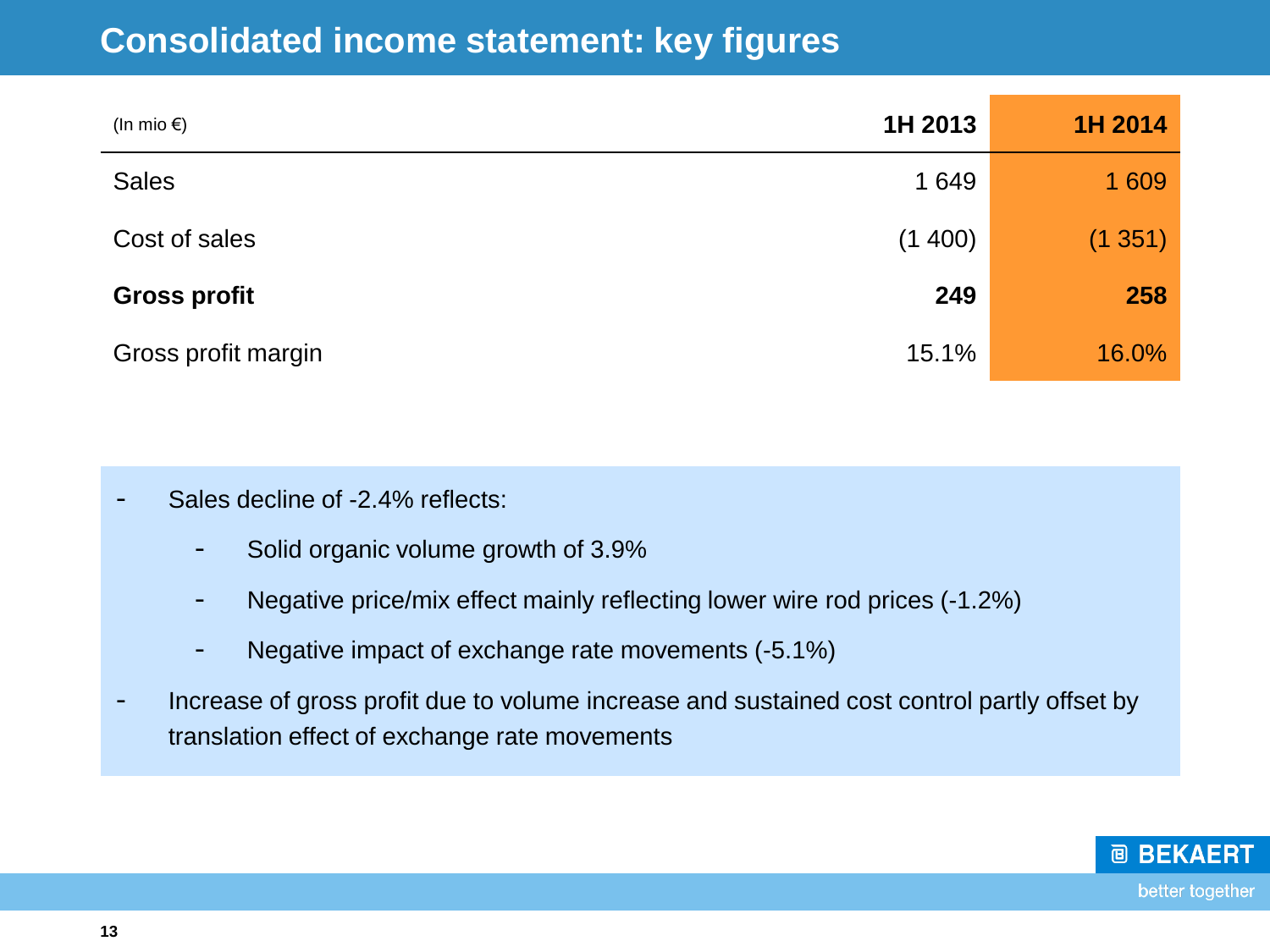# Consolidated income statement: key figures

| (In mio €) | 1H 2013 | 1H 2014 |
|---|---|---|
| Sales | 1 649 | 1 609 |
| Cost of sales | (1 400) | (1 351) |
| **Gross profit** | **249** | **258** |
| Gross profit margin | 15.1% | 16.0% |

- Sales decline of -2.4% reflects:
  - Solid organic volume growth of 3.9%
  - Negative price/mix effect mainly reflecting lower wire rod prices (-1.2%)
  - Negative impact of exchange rate movements (-5.1%)
- Increase of gross profit due to volume increase and sustained cost control partly offset by translation effect of exchange rate movements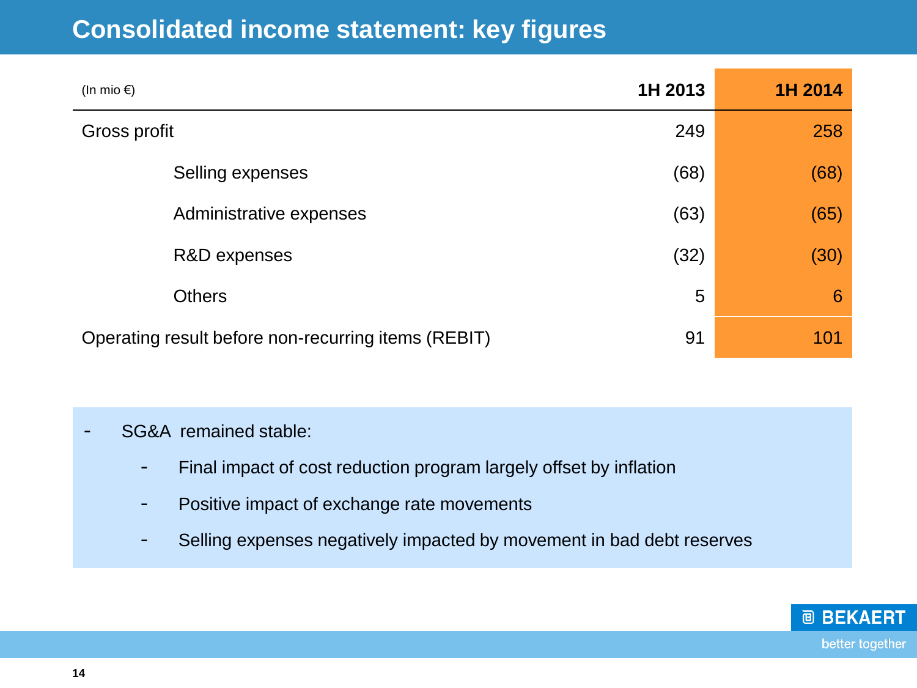# Consolidated income statement: key figures

| (In mio €) | 1H 2013 | 1H 2014 |
|---|---|---|
| Gross profit | 249 | 258 |
| Selling expenses | (68) | (68) |
| Administrative expenses | (63) | (65) |
| R&D expenses | (32) | (30) |
| Others | 5 | 6 |
| Operating result before non-recurring items (REBIT) | 91 | 101 |

- SG&A remained stable:
  - Final impact of cost reduction program largely offset by inflation
  - Positive impact of exchange rate movements
  - Selling expenses negatively impacted by movement in bad debt reserves

BEKAERT
better together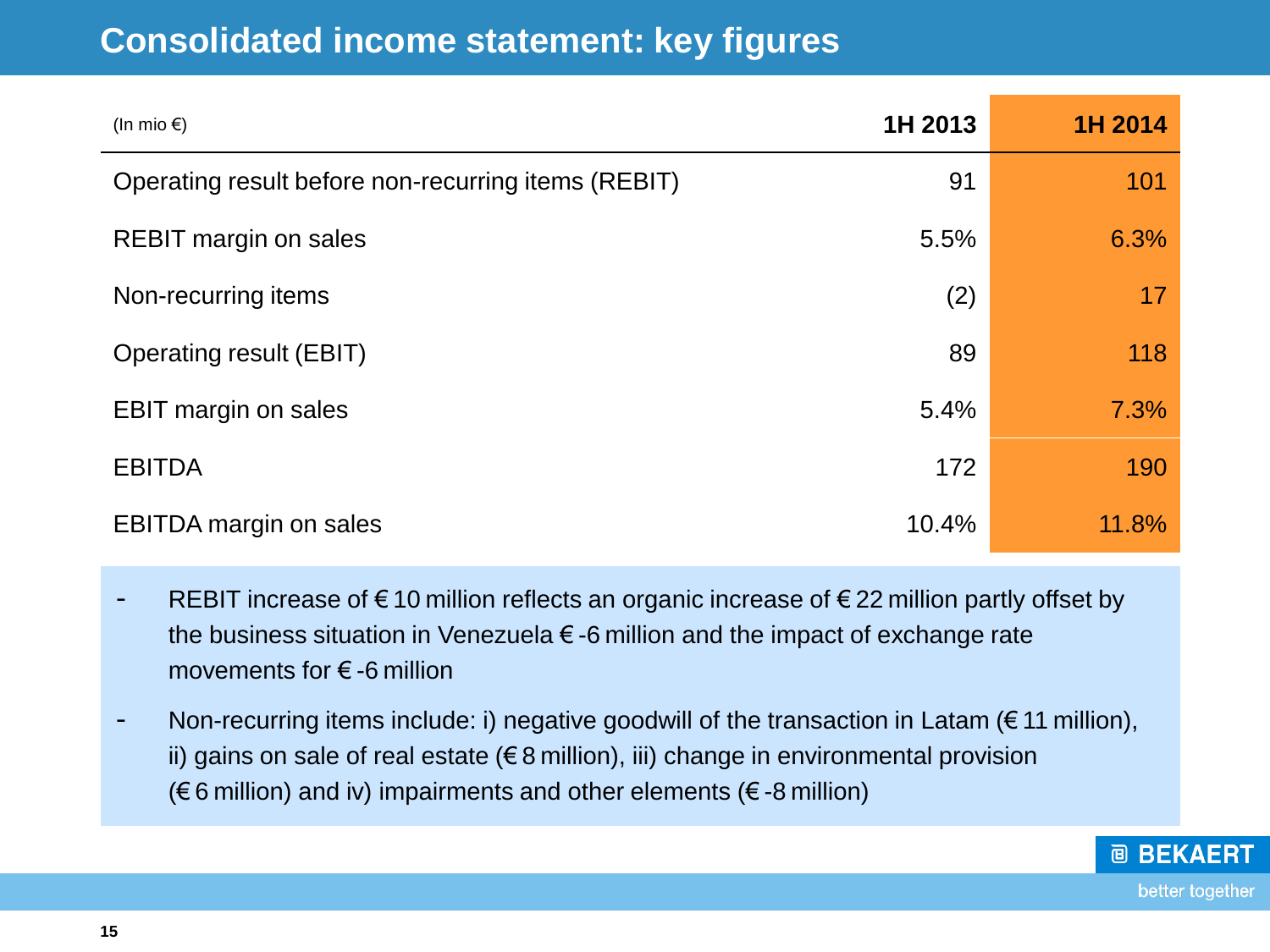# Consolidated income statement: key figures

| (In mio €) | 1H 2013 | 1H 2014 |
|---|---|---|
| Operating result before non-recurring items (REBIT) | 91 | 101 |
| REBIT margin on sales | 5.5% | 6.3% |
| Non-recurring items | (2) | 17 |
| Operating result (EBIT) | 89 | 118 |
| EBIT margin on sales | 5.4% | 7.3% |
| EBITDA | 172 | 190 |
| EBITDA margin on sales | 10.4% | 11.8% |

- REBIT increase of € 10 million reflects an organic increase of € 22 million partly offset by the business situation in Venezuela € -6 million and the impact of exchange rate movements for € -6 million
- Non-recurring items include: i) negative goodwill of the transaction in Latam (€ 11 million), ii) gains on sale of real estate (€ 8 million), iii) change in environmental provision (€ 6 million) and iv) impairments and other elements (€ -8 million)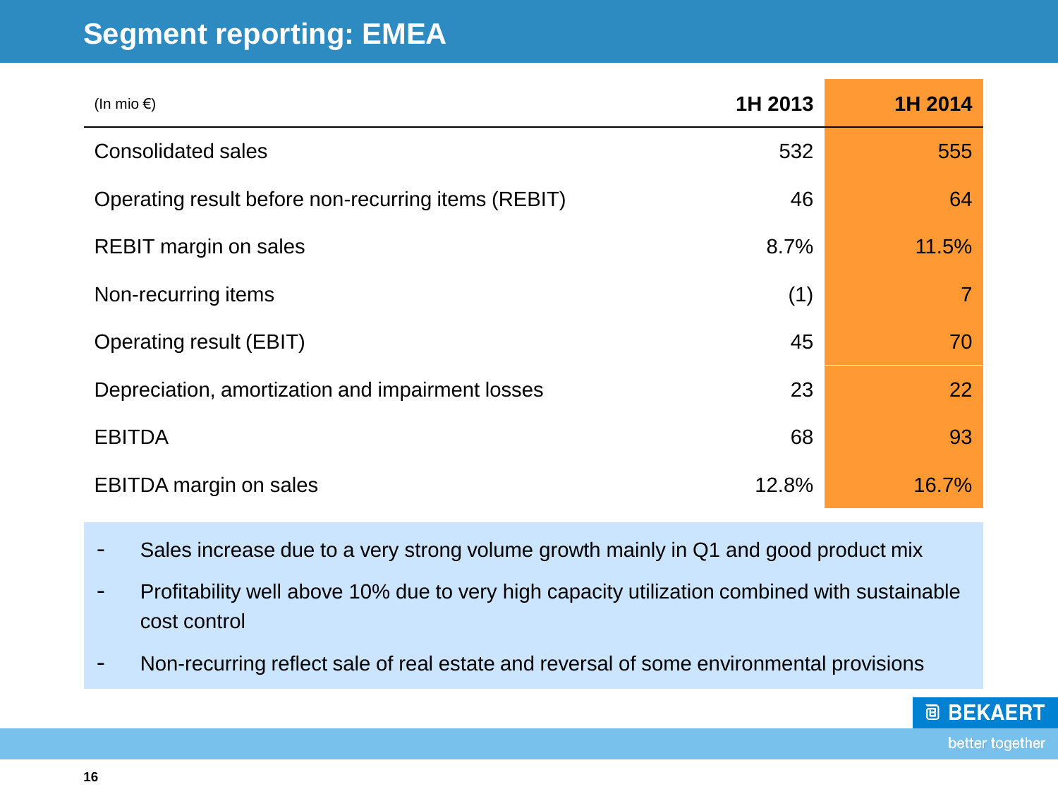# Segment reporting: EMEA

| (In mio €) | 1H 2013 | 1H 2014 |
|---|---|---|
| Consolidated sales | 532 | 555 |
| Operating result before non-recurring items (REBIT) | 46 | 64 |
| REBIT margin on sales | 8.7% | 11.5% |
| Non-recurring items | (1) | 7 |
| Operating result (EBIT) | 45 | 70 |
| Depreciation, amortization and impairment losses | 23 | 22 |
| EBITDA | 68 | 93 |
| EBITDA margin on sales | 12.8% | 16.7% |

- Sales increase due to a very strong volume growth mainly in Q1 and good product mix
- Profitability well above 10% due to very high capacity utilization combined with sustainable cost control
- Non-recurring reflect sale of real estate and reversal of some environmental provisions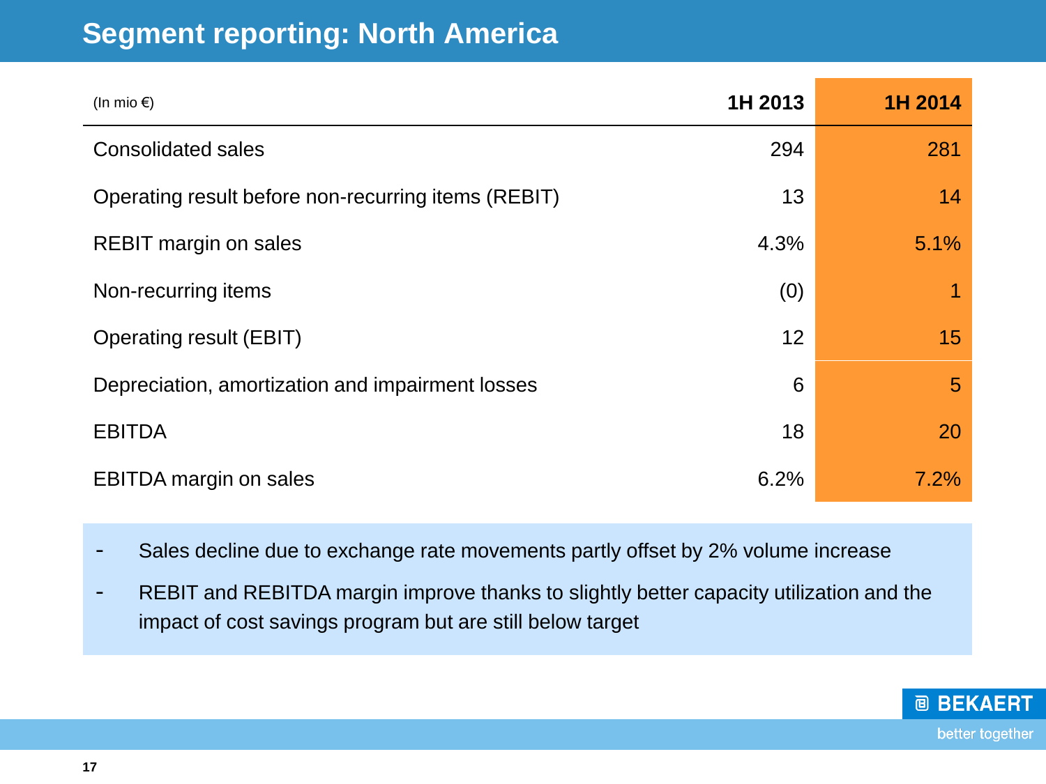# Segment reporting: North America

| (In mio €) | 1H 2013 | 1H 2014 |
|---|---|---|
| Consolidated sales | 294 | 281 |
| Operating result before non-recurring items (REBIT) | 13 | 14 |
| REBIT margin on sales | 4.3% | 5.1% |
| Non-recurring items | (0) | 1 |
| Operating result (EBIT) | 12 | 15 |
| Depreciation, amortization and impairment losses | 6 | 5 |
| EBITDA | 18 | 20 |
| EBITDA margin on sales | 6.2% | 7.2% |

- Sales decline due to exchange rate movements partly offset by 2% volume increase
- REBIT and REBITDA margin improve thanks to slightly better capacity utilization and the impact of cost savings program but are still below target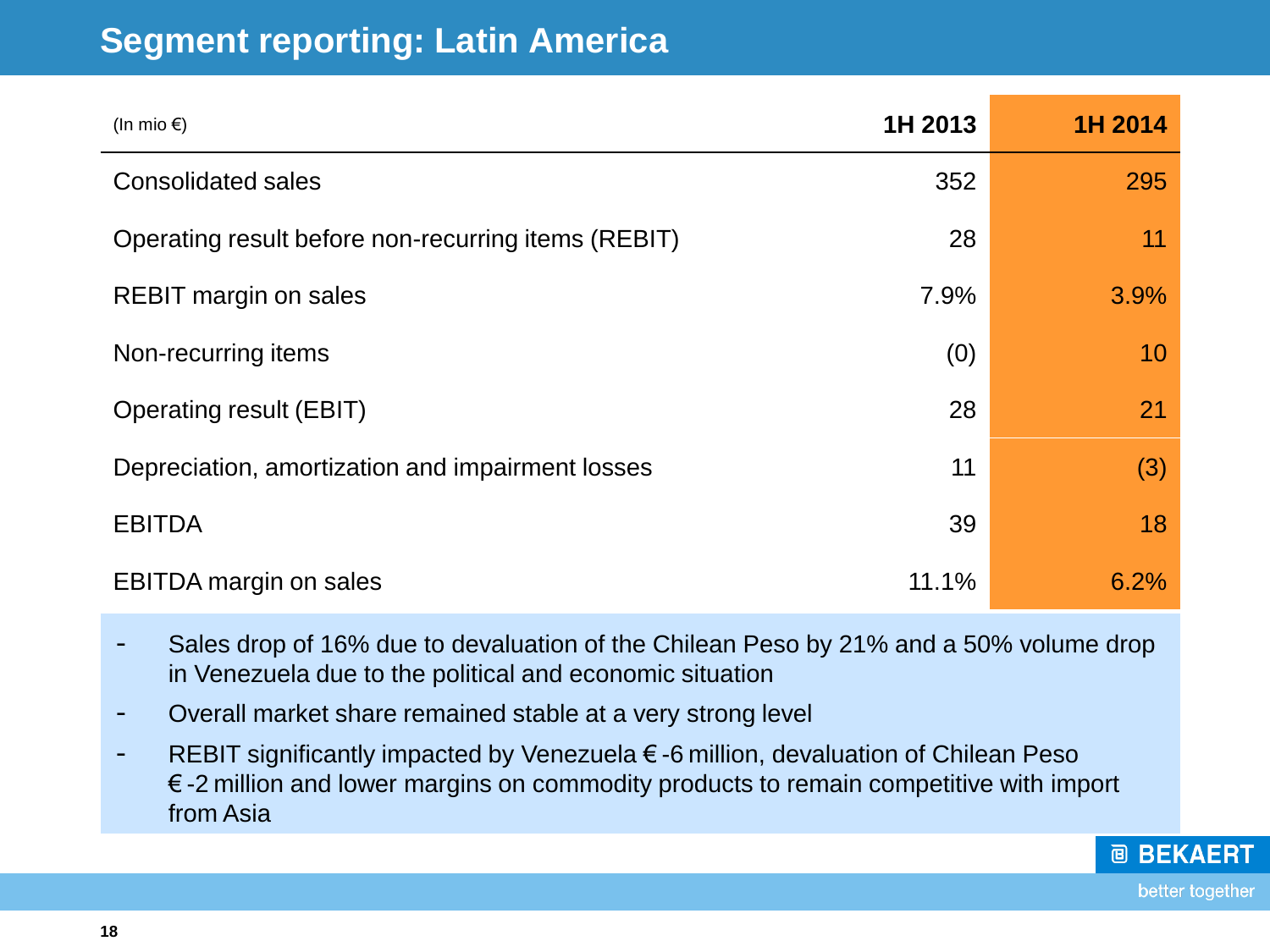# Segment reporting: Latin America

| (In mio €) | 1H 2013 | 1H 2014 |
|---|---|---|
| Consolidated sales | 352 | 295 |
| Operating result before non-recurring items (REBIT) | 28 | 11 |
| REBIT margin on sales | 7.9% | 3.9% |
| Non-recurring items | (0) | 10 |
| Operating result (EBIT) | 28 | 21 |
| Depreciation, amortization and impairment losses | 11 | (3) |
| EBITDA | 39 | 18 |
| EBITDA margin on sales | 11.1% | 6.2% |

- Sales drop of 16% due to devaluation of the Chilean Peso by 21% and a 50% volume drop in Venezuela due to the political and economic situation
- Overall market share remained stable at a very strong level
- REBIT significantly impacted by Venezuela € -6 million, devaluation of Chilean Peso € -2 million and lower margins on commodity products to remain competitive with import from Asia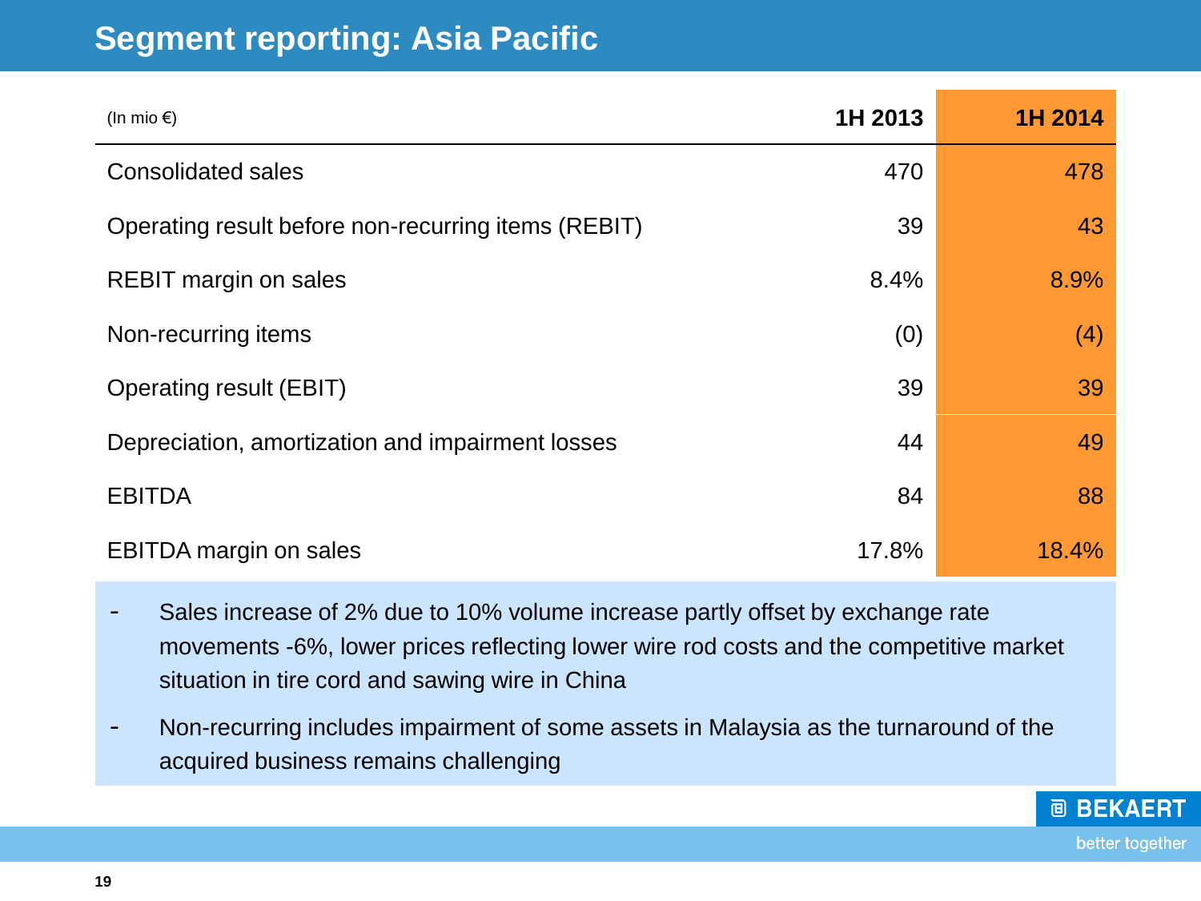# Segment reporting: Asia Pacific

| (In mio €) | 1H 2013 | 1H 2014 |
|---|---|---|
| Consolidated sales | 470 | 478 |
| Operating result before non-recurring items (REBIT) | 39 | 43 |
| REBIT margin on sales | 8.4% | 8.9% |
| Non-recurring items | (0) | (4) |
| Operating result (EBIT) | 39 | 39 |
| Depreciation, amortization and impairment losses | 44 | 49 |
| EBITDA | 84 | 88 |
| EBITDA margin on sales | 17.8% | 18.4% |

- Sales increase of 2% due to 10% volume increase partly offset by exchange rate movements -6%, lower prices reflecting lower wire rod costs and the competitive market situation in tire cord and sawing wire in China
- Non-recurring includes impairment of some assets in Malaysia as the turnaround of the acquired business remains challenging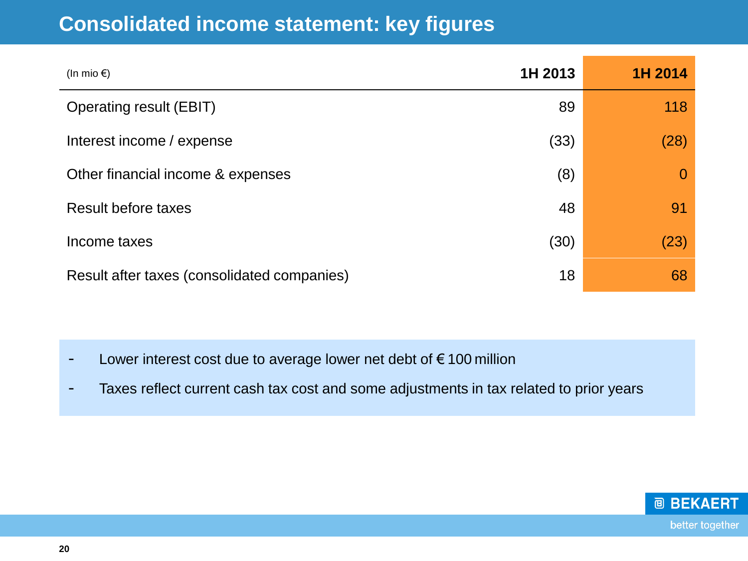# Consolidated income statement: key figures

| (In mio €) | 1H 2013 | 1H 2014 |
|---|---|---|
| Operating result (EBIT) | 89 | 118 |
| Interest income / expense | (33) | (28) |
| Other financial income & expenses | (8) | 0 |
| Result before taxes | 48 | 91 |
| Income taxes | (30) | (23) |
| Result after taxes (consolidated companies) | 18 | 68 |

- Lower interest cost due to average lower net debt of € 100 million
- Taxes reflect current cash tax cost and some adjustments in tax related to prior years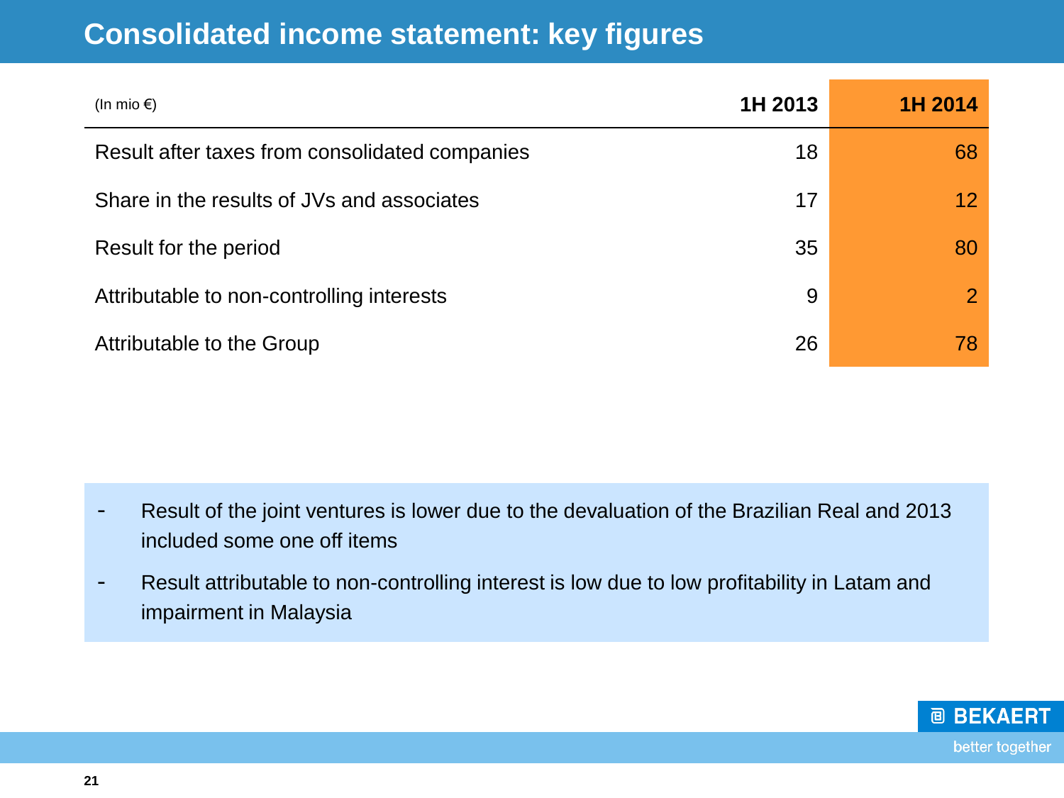# Consolidated income statement: key figures

| (In mio €) | 1H 2013 | 1H 2014 |
|---|---|---|
| Result after taxes from consolidated companies | 18 | 68 |
| Share in the results of JVs and associates | 17 | 12 |
| Result for the period | 35 | 80 |
| Attributable to non-controlling interests | 9 | 2 |
| Attributable to the Group | 26 | 78 |

- Result of the joint ventures is lower due to the devaluation of the Brazilian Real and 2013 included some one off items
- Result attributable to non-controlling interest is low due to low profitability in Latam and impairment in Malaysia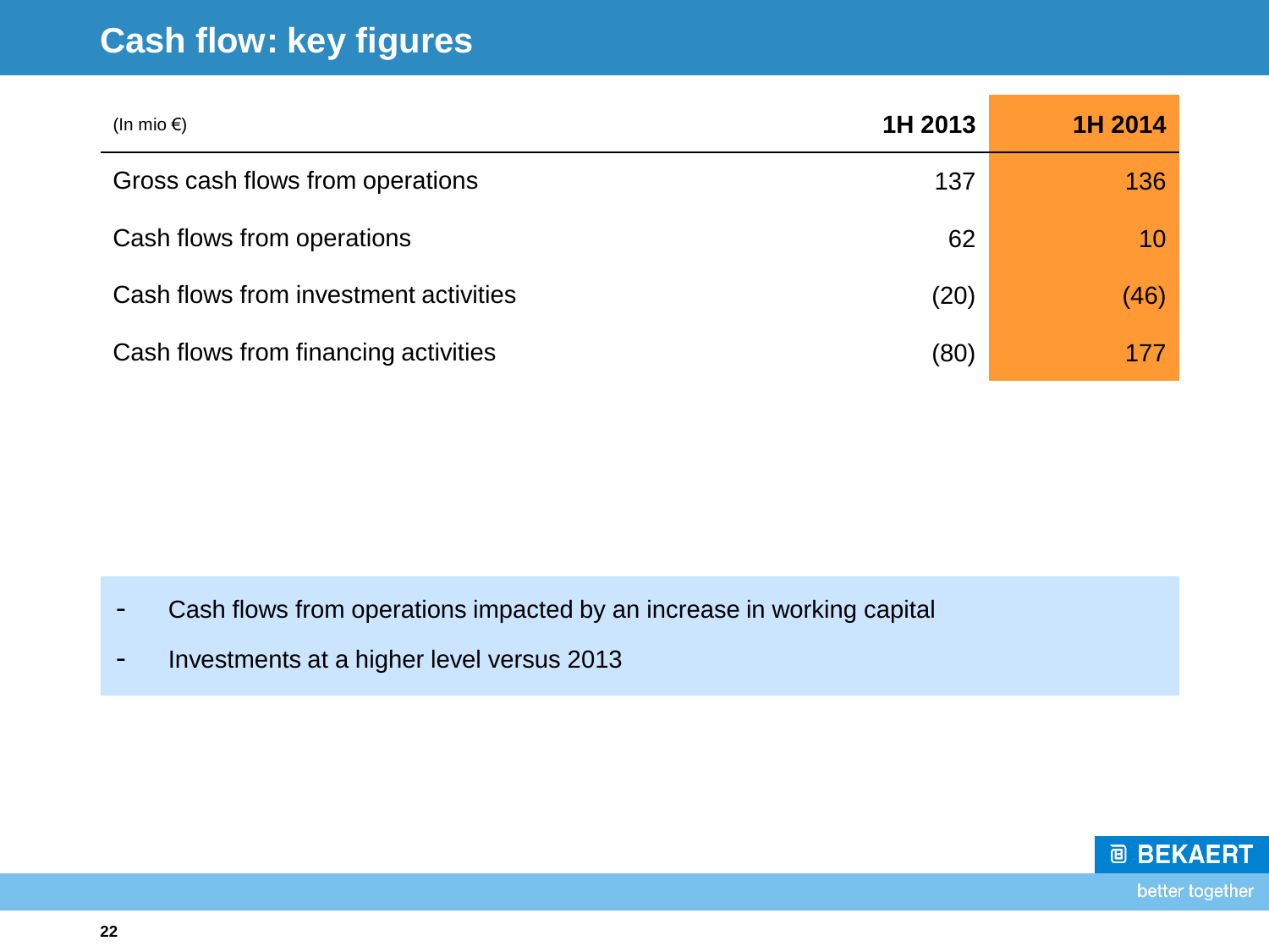# Cash flow: key figures

| (In mio €) | 1H 2013 | 1H 2014 |
|---|---|---|
| Gross cash flows from operations | 137 | 136 |
| Cash flows from operations | 62 | 10 |
| Cash flows from investment activities | (20) | (46) |
| Cash flows from financing activities | (80) | 177 |

- Cash flows from operations impacted by an increase in working capital
- Investments at a higher level versus 2013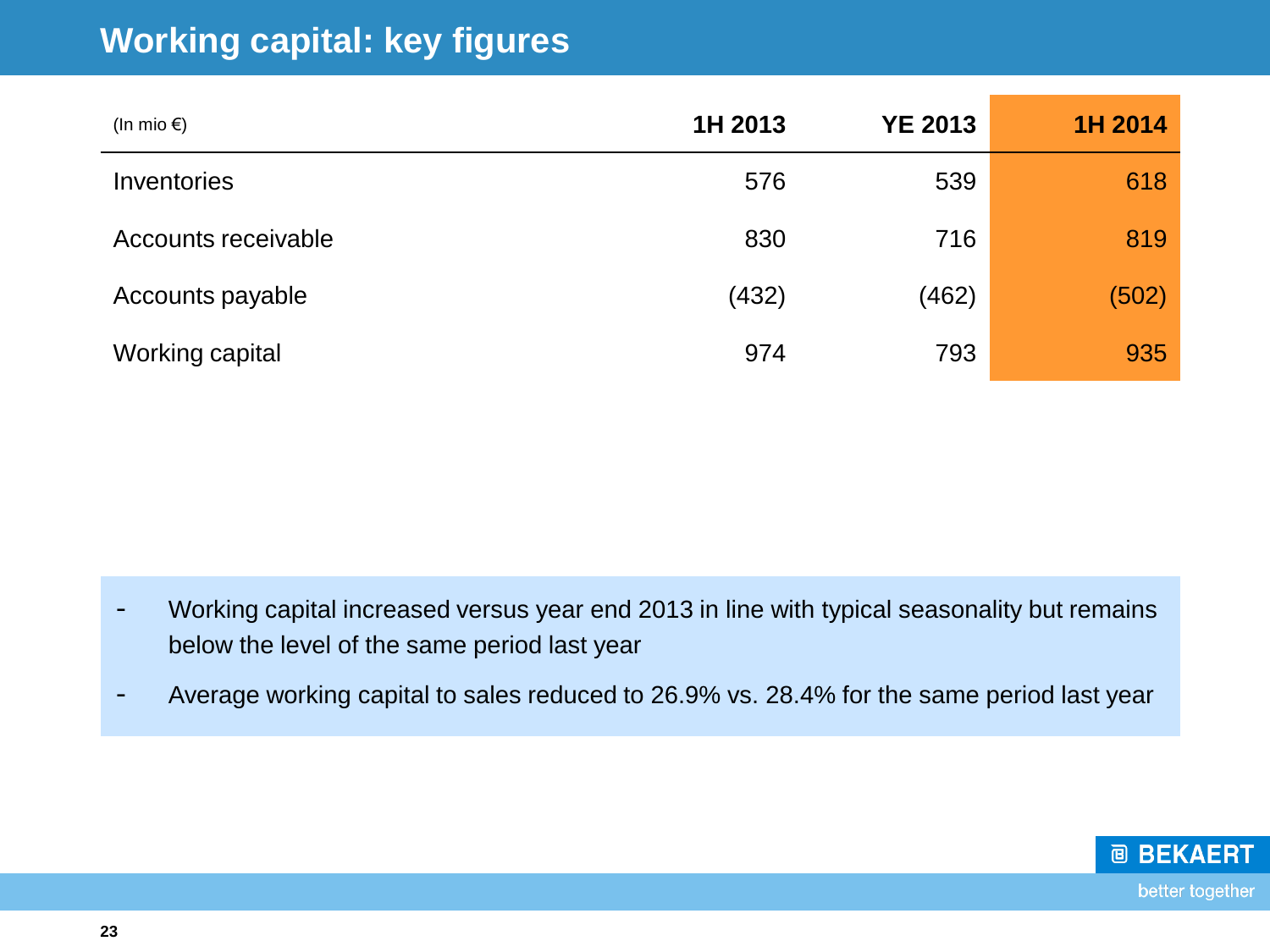# Working capital: key figures

| (In mio €) | 1H 2013 | YE 2013 | 1H 2014 |
|---|---|---|---|
| Inventories | 576 | 539 | 618 |
| Accounts receivable | 830 | 716 | 819 |
| Accounts payable | (432) | (462) | (502) |
| Working capital | 974 | 793 | 935 |

- Working capital increased versus year end 2013 in line with typical seasonality but remains below the level of the same period last year
- Average working capital to sales reduced to 26.9% vs. 28.4% for the same period last year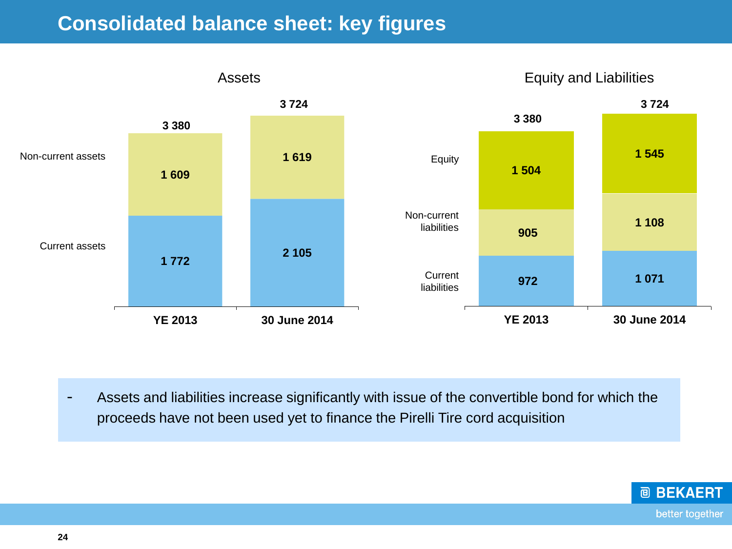# Consolidated balance sheet: key figures

**Assets**

| | YE 2013 | 30 June 2014 |
|---|---|---|
| Non-current assets | 1 609 | 1 619 |
| Current assets | 1 772 | 2 105 |
| **Total** | **3 380** | **3 724** |

**Equity and Liabilities**

| | YE 2013 | 30 June 2014 |
|---|---|---|
| Equity | 1 504 | 1 545 |
| Non-current liabilities | 905 | 1 108 |
| Current liabilities | 972 | 1 071 |
| **Total** | **3 380** | **3 724** |

- Assets and liabilities increase significantly with issue of the convertible bond for which the proceeds have not been used yet to finance the Pirelli Tire cord acquisition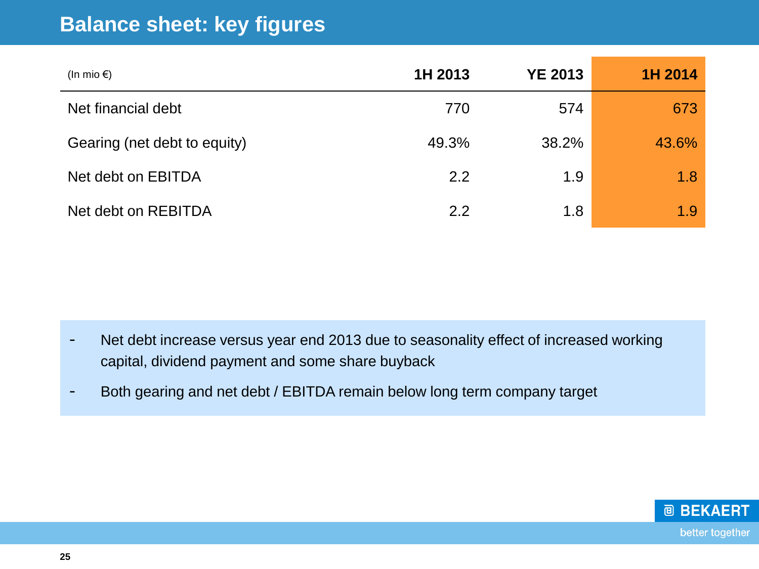# Balance sheet: key figures

| (In mio €) | 1H 2013 | YE 2013 | 1H 2014 |
|---|---|---|---|
| Net financial debt | 770 | 574 | 673 |
| Gearing (net debt to equity) | 49.3% | 38.2% | 43.6% |
| Net debt on EBITDA | 2.2 | 1.9 | 1.8 |
| Net debt on REBITDA | 2.2 | 1.8 | 1.9 |

- Net debt increase versus year end 2013 due to seasonality effect of increased working capital, dividend payment and some share buyback
- Both gearing and net debt / EBITDA remain below long term company target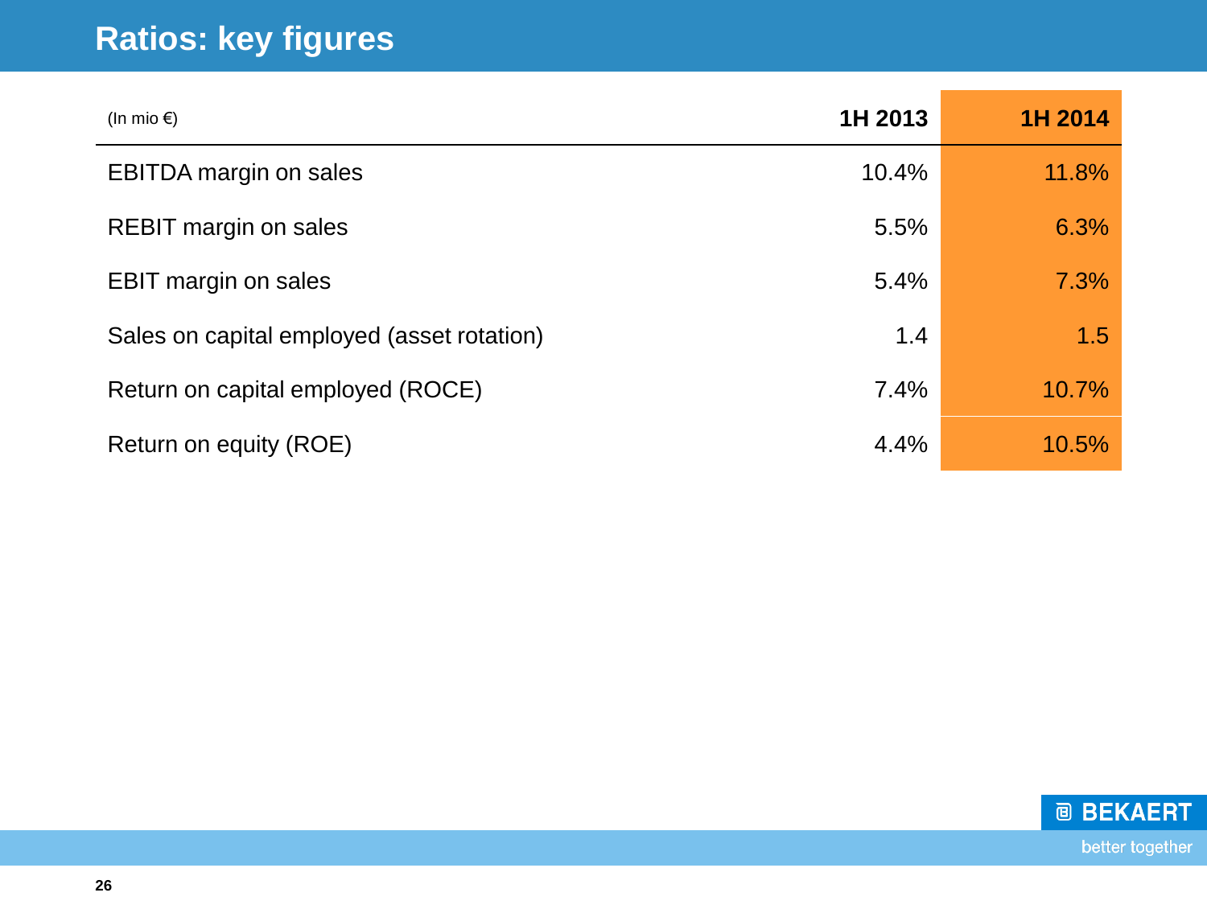# Ratios: key figures

| (In mio €) | 1H 2013 | 1H 2014 |
|---|---|---|
| EBITDA margin on sales | 10.4% | 11.8% |
| REBIT margin on sales | 5.5% | 6.3% |
| EBIT margin on sales | 5.4% | 7.3% |
| Sales on capital employed (asset rotation) | 1.4 | 1.5 |
| Return on capital employed (ROCE) | 7.4% | 10.7% |
| Return on equity (ROE) | 4.4% | 10.5% |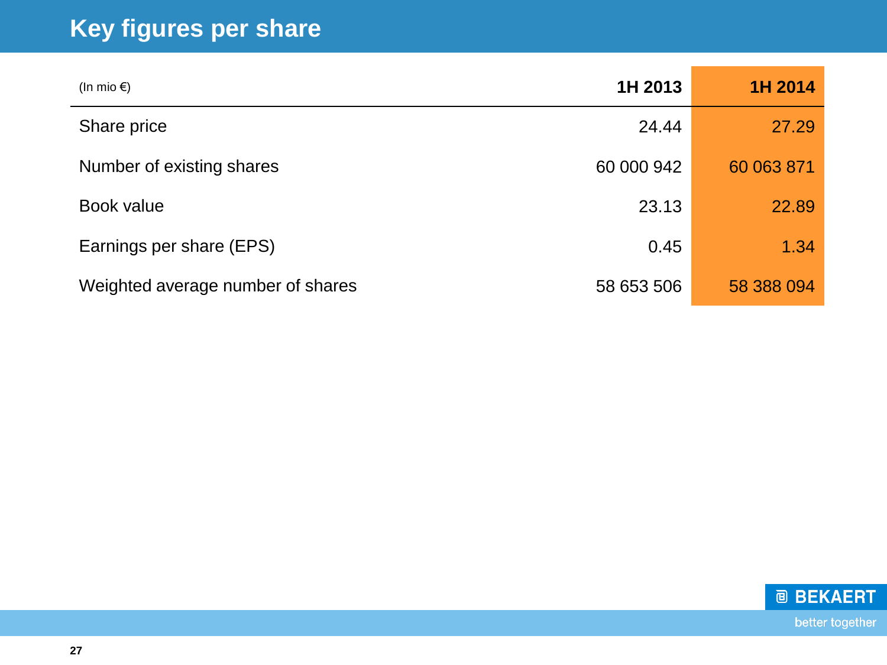# Key figures per share

| (In mio €) | 1H 2013 | 1H 2014 |
|---|---|---|
| Share price | 24.44 | 27.29 |
| Number of existing shares | 60 000 942 | 60 063 871 |
| Book value | 23.13 | 22.89 |
| Earnings per share (EPS) | 0.45 | 1.34 |
| Weighted average number of shares | 58 653 506 | 58 388 094 |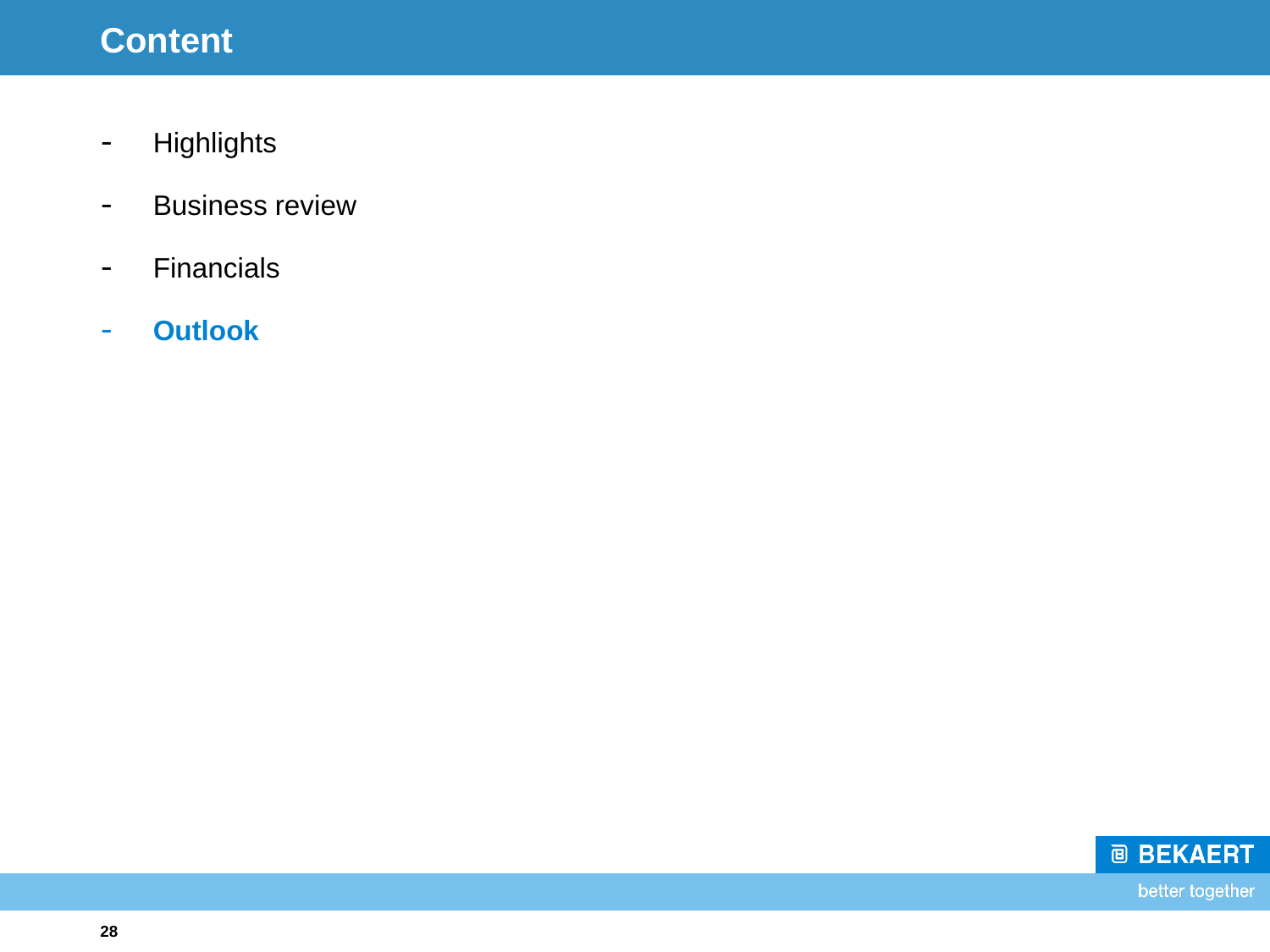# Content

- Highlights
- Business review
- Financials
- **Outlook**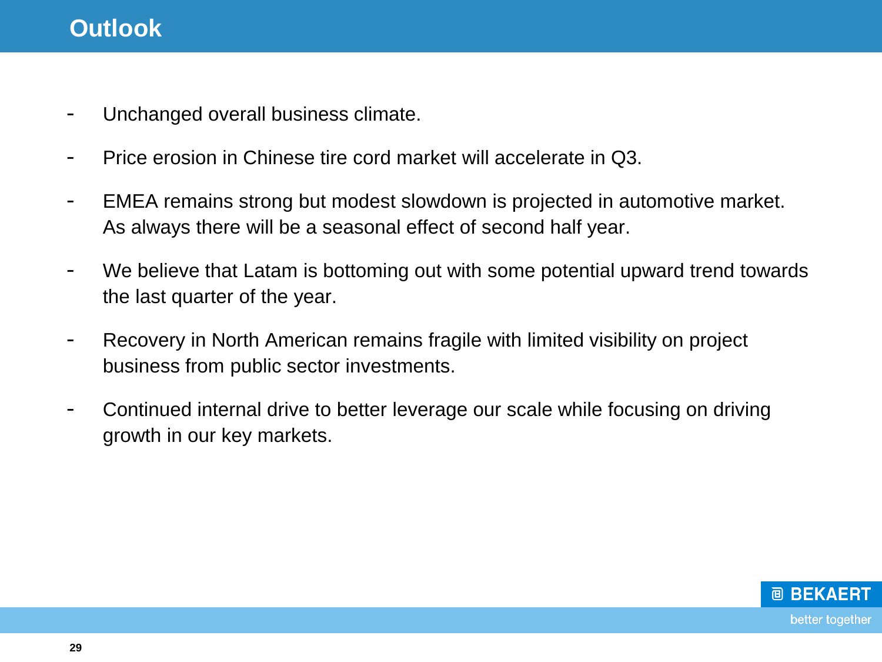# Outlook

- Unchanged overall business climate.
- Price erosion in Chinese tire cord market will accelerate in Q3.
- EMEA remains strong but modest slowdown is projected in automotive market. As always there will be a seasonal effect of second half year.
- We believe that Latam is bottoming out with some potential upward trend towards the last quarter of the year.
- Recovery in North American remains fragile with limited visibility on project business from public sector investments.
- Continued internal drive to better leverage our scale while focusing on driving growth in our key markets.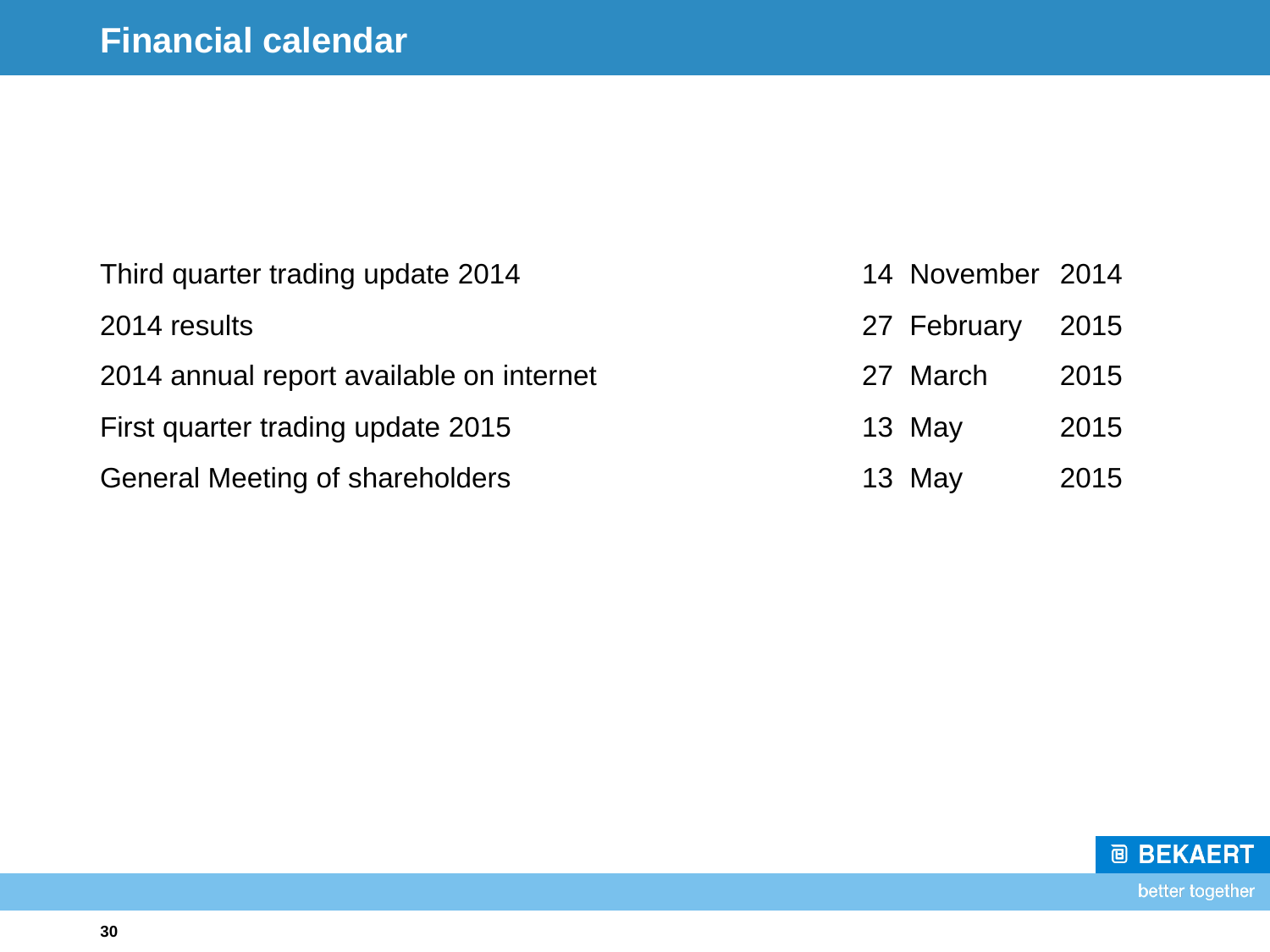# Financial calendar

| | | | |
|---|---|---|---|
| Third quarter trading update 2014 | 14 | November | 2014 |
| 2014 results | 27 | February | 2015 |
| 2014 annual report available on internet | 27 | March | 2015 |
| First quarter trading update 2015 | 13 | May | 2015 |
| General Meeting of shareholders | 13 | May | 2015 |

BEKAERT

better together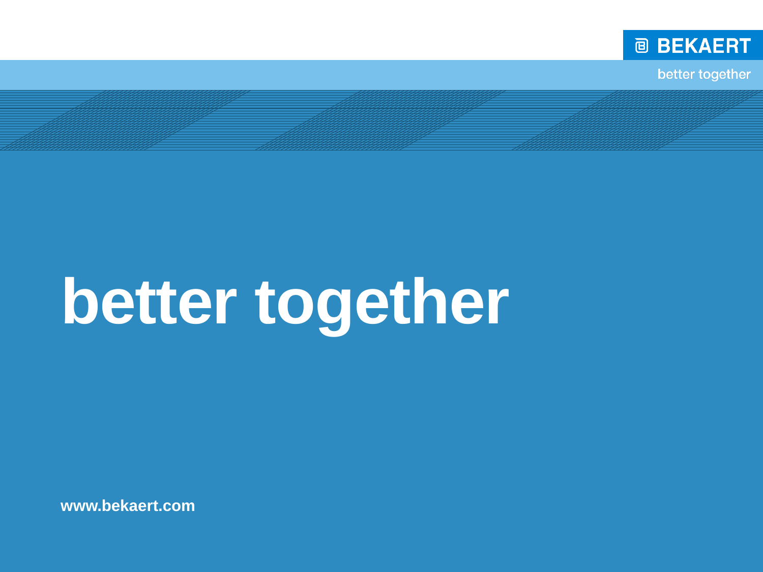BEKAERT

better together

# better together

**www.bekaert.com**